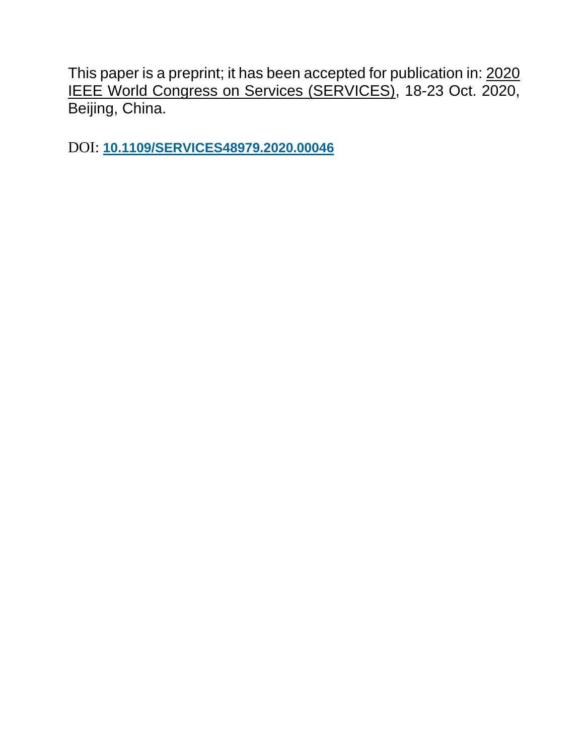This paper is a preprint; it has been accepted for publication in: 2020 IEEE World Congress on Services (SERVICES), 18-23 Oct. 2020, Beijing, China.

DOI: **10.1109/SERVICES48979.2020.00046**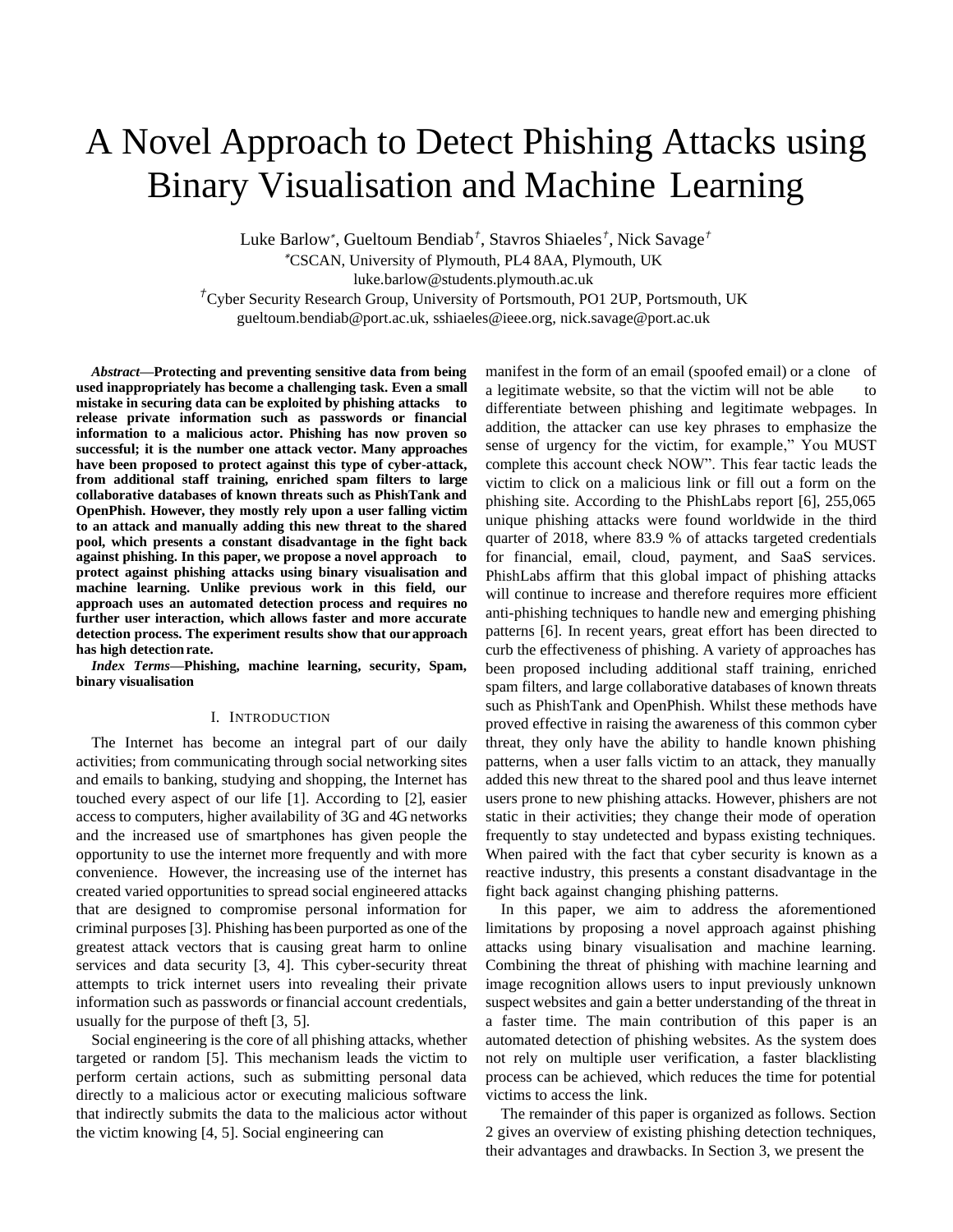# A Novel Approach to Detect Phishing Attacks using Binary Visualisation and Machine Learning

Luke Barlow*, Gueltoum Bendiab†, Stavros Shiaeles†, Nick Savage†

*CSCAN, University of Plymouth, PL4 8AA, Plymouth, UK

luke.barlow@students.plymouth.ac.uk

†Cyber Security Research Group, University of Portsmouth, PO1 2UP, Portsmouth, UK

gueltoum.bendiab@port.ac.uk, sshiaeles@ieee.org, nick.savage@port.ac.uk

***Abstract*—Protecting and preventing sensitive data from being used inappropriately has become a challenging task. Even a small mistake in securing data can be exploited by phishing attacks to release private information such as passwords or financial information to a malicious actor. Phishing has now proven so successful; it is the number one attack vector. Many approaches have been proposed to protect against this type of cyber-attack, from additional staff training, enriched spam filters to large collaborative databases of known threats such as PhishTank and OpenPhish. However, they mostly rely upon a user falling victim to an attack and manually adding this new threat to the shared pool, which presents a constant disadvantage in the fight back against phishing. In this paper, we propose a novel approach to protect against phishing attacks using binary visualisation and machine learning. Unlike previous work in this field, our approach uses an automated detection process and requires no further user interaction, which allows faster and more accurate detection process. The experiment results show that our approach has high detection rate.**

***Index Terms*—Phishing, machine learning, security, Spam, binary visualisation**

## I. Introduction

The Internet has become an integral part of our daily activities; from communicating through social networking sites and emails to banking, studying and shopping, the Internet has touched every aspect of our life [1]. According to [2], easier access to computers, higher availability of 3G and 4G networks and the increased use of smartphones has given people the opportunity to use the internet more frequently and with more convenience. However, the increasing use of the internet has created varied opportunities to spread social engineered attacks that are designed to compromise personal information for criminal purposes [3]. Phishing has been purported as one of the greatest attack vectors that is causing great harm to online services and data security [3, 4]. This cyber-security threat attempts to trick internet users into revealing their private information such as passwords or financial account credentials, usually for the purpose of theft [3, 5].

Social engineering is the core of all phishing attacks, whether targeted or random [5]. This mechanism leads the victim to perform certain actions, such as submitting personal data directly to a malicious actor or executing malicious software that indirectly submits the data to the malicious actor without the victim knowing [4, 5]. Social engineering can manifest in the form of an email (spoofed email) or a clone of a legitimate website, so that the victim will not be able to differentiate between phishing and legitimate webpages. In addition, the attacker can use key phrases to emphasize the sense of urgency for the victim, for example," You MUST complete this account check NOW". This fear tactic leads the victim to click on a malicious link or fill out a form on the phishing site. According to the PhishLabs report [6], 255,065 unique phishing attacks were found worldwide in the third quarter of 2018, where 83.9 % of attacks targeted credentials for financial, email, cloud, payment, and SaaS services. PhishLabs affirm that this global impact of phishing attacks will continue to increase and therefore requires more efficient anti-phishing techniques to handle new and emerging phishing patterns [6]. In recent years, great effort has been directed to curb the effectiveness of phishing. A variety of approaches has been proposed including additional staff training, enriched spam filters, and large collaborative databases of known threats such as PhishTank and OpenPhish. Whilst these methods have proved effective in raising the awareness of this common cyber threat, they only have the ability to handle known phishing patterns, when a user falls victim to an attack, they manually added this new threat to the shared pool and thus leave internet users prone to new phishing attacks. However, phishers are not static in their activities; they change their mode of operation frequently to stay undetected and bypass existing techniques. When paired with the fact that cyber security is known as a reactive industry, this presents a constant disadvantage in the fight back against changing phishing patterns.

In this paper, we aim to address the aforementioned limitations by proposing a novel approach against phishing attacks using binary visualisation and machine learning. Combining the threat of phishing with machine learning and image recognition allows users to input previously unknown suspect websites and gain a better understanding of the threat in a faster time. The main contribution of this paper is an automated detection of phishing websites. As the system does not rely on multiple user verification, a faster blacklisting process can be achieved, which reduces the time for potential victims to access the link.

The remainder of this paper is organized as follows. Section 2 gives an overview of existing phishing detection techniques, their advantages and drawbacks. In Section 3, we present the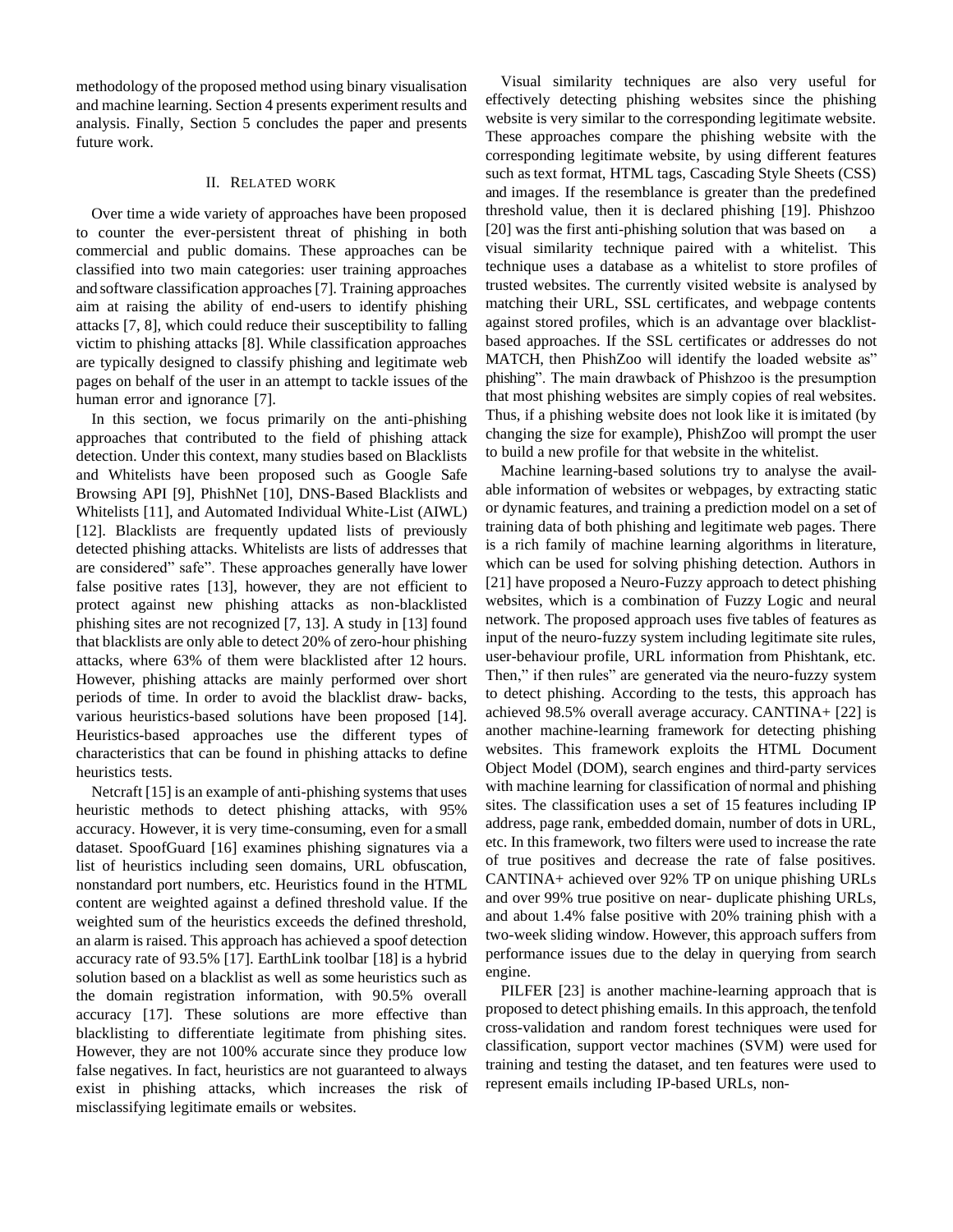methodology of the proposed method using binary visualisation and machine learning. Section 4 presents experiment results and analysis. Finally, Section 5 concludes the paper and presents future work.

## II. Related work

Over time a wide variety of approaches have been proposed to counter the ever-persistent threat of phishing in both commercial and public domains. These approaches can be classified into two main categories: user training approaches and software classification approaches [7]. Training approaches aim at raising the ability of end-users to identify phishing attacks [7, 8], which could reduce their susceptibility to falling victim to phishing attacks [8]. While classification approaches are typically designed to classify phishing and legitimate web pages on behalf of the user in an attempt to tackle issues of the human error and ignorance [7].

In this section, we focus primarily on the anti-phishing approaches that contributed to the field of phishing attack detection. Under this context, many studies based on Blacklists and Whitelists have been proposed such as Google Safe Browsing API [9], PhishNet [10], DNS-Based Blacklists and Whitelists [11], and Automated Individual White-List (AIWL) [12]. Blacklists are frequently updated lists of previously detected phishing attacks. Whitelists are lists of addresses that are considered" safe". These approaches generally have lower false positive rates [13], however, they are not efficient to protect against new phishing attacks as non-blacklisted phishing sites are not recognized [7, 13]. A study in [13] found that blacklists are only able to detect 20% of zero-hour phishing attacks, where 63% of them were blacklisted after 12 hours. However, phishing attacks are mainly performed over short periods of time. In order to avoid the blacklist draw- backs, various heuristics-based solutions have been proposed [14]. Heuristics-based approaches use the different types of characteristics that can be found in phishing attacks to define heuristics tests.

Netcraft [15] is an example of anti-phishing systems that uses heuristic methods to detect phishing attacks, with 95% accuracy. However, it is very time-consuming, even for a small dataset. SpoofGuard [16] examines phishing signatures via a list of heuristics including seen domains, URL obfuscation, nonstandard port numbers, etc. Heuristics found in the HTML content are weighted against a defined threshold value. If the weighted sum of the heuristics exceeds the defined threshold, an alarm is raised. This approach has achieved a spoof detection accuracy rate of 93.5% [17]. EarthLink toolbar [18] is a hybrid solution based on a blacklist as well as some heuristics such as the domain registration information, with 90.5% overall accuracy [17]. These solutions are more effective than blacklisting to differentiate legitimate from phishing sites. However, they are not 100% accurate since they produce low false negatives. In fact, heuristics are not guaranteed to always exist in phishing attacks, which increases the risk of misclassifying legitimate emails or websites.

Visual similarity techniques are also very useful for effectively detecting phishing websites since the phishing website is very similar to the corresponding legitimate website. These approaches compare the phishing website with the corresponding legitimate website, by using different features such as text format, HTML tags, Cascading Style Sheets (CSS) and images. If the resemblance is greater than the predefined threshold value, then it is declared phishing [19]. Phishzoo [20] was the first anti-phishing solution that was based on a visual similarity technique paired with a whitelist. This technique uses a database as a whitelist to store profiles of trusted websites. The currently visited website is analysed by matching their URL, SSL certificates, and webpage contents against stored profiles, which is an advantage over blacklist-based approaches. If the SSL certificates or addresses do not MATCH, then PhishZoo will identify the loaded website as" phishing". The main drawback of Phishzoo is the presumption that most phishing websites are simply copies of real websites. Thus, if a phishing website does not look like it is imitated (by changing the size for example), PhishZoo will prompt the user to build a new profile for that website in the whitelist.

Machine learning-based solutions try to analyse the available information of websites or webpages, by extracting static or dynamic features, and training a prediction model on a set of training data of both phishing and legitimate web pages. There is a rich family of machine learning algorithms in literature, which can be used for solving phishing detection. Authors in [21] have proposed a Neuro-Fuzzy approach to detect phishing websites, which is a combination of Fuzzy Logic and neural network. The proposed approach uses five tables of features as input of the neuro-fuzzy system including legitimate site rules, user-behaviour profile, URL information from Phishtank, etc. Then," if then rules" are generated via the neuro-fuzzy system to detect phishing. According to the tests, this approach has achieved 98.5% overall average accuracy. CANTINA+ [22] is another machine-learning framework for detecting phishing websites. This framework exploits the HTML Document Object Model (DOM), search engines and third-party services with machine learning for classification of normal and phishing sites. The classification uses a set of 15 features including IP address, page rank, embedded domain, number of dots in URL, etc. In this framework, two filters were used to increase the rate of true positives and decrease the rate of false positives. CANTINA+ achieved over 92% TP on unique phishing URLs and over 99% true positive on near- duplicate phishing URLs, and about 1.4% false positive with 20% training phish with a two-week sliding window. However, this approach suffers from performance issues due to the delay in querying from search engine.

PILFER [23] is another machine-learning approach that is proposed to detect phishing emails. In this approach, the tenfold cross-validation and random forest techniques were used for classification, support vector machines (SVM) were used for training and testing the dataset, and ten features were used to represent emails including IP-based URLs, non-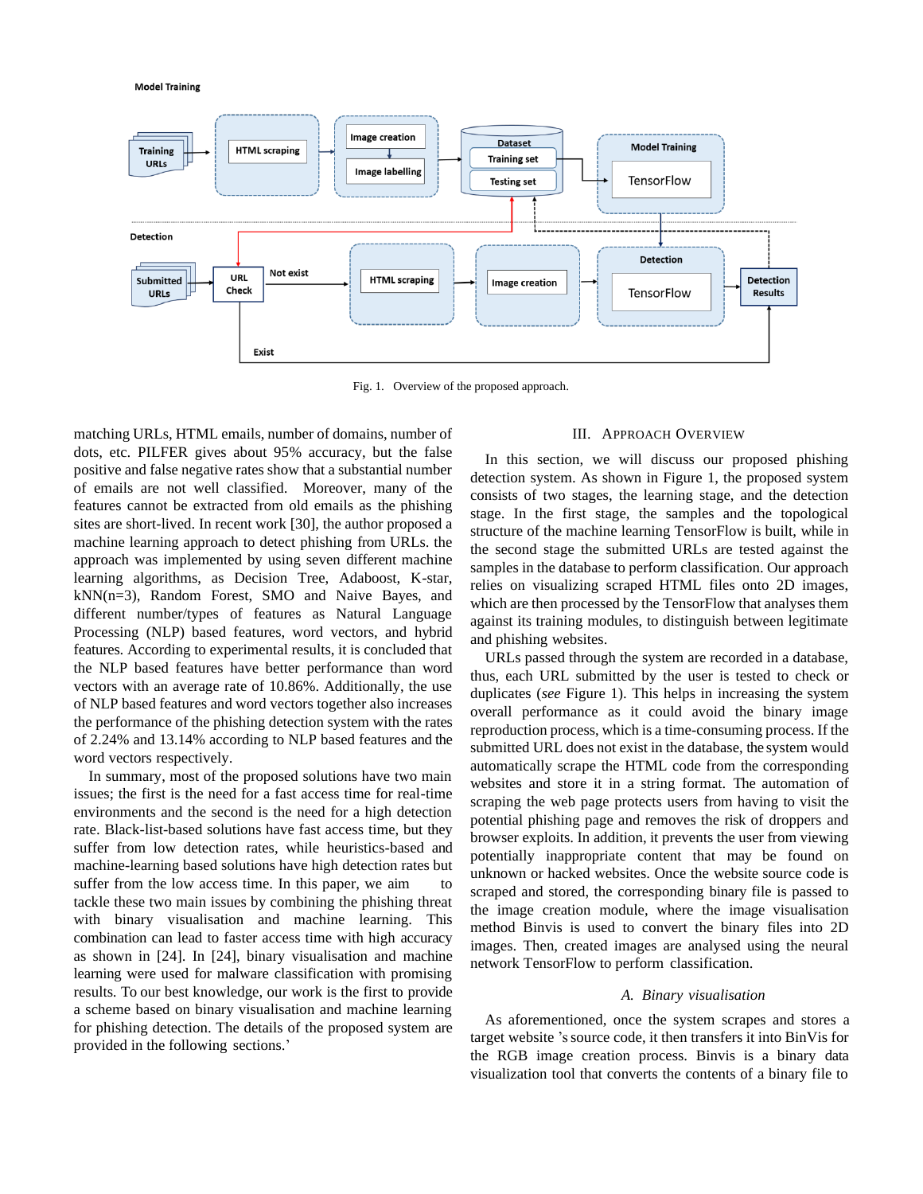Model Training

Training URLs

HTML scraping

Image creation

Image labelling

Dataset

Training set

Testing set

Model Training

TensorFlow

Detection

Submitted URLs

URL Check

Not exist

HTML scraping

Image creation

Detection

TensorFlow

Detection Results

Exist

Fig. 1. Overview of the proposed approach.

matching URLs, HTML emails, number of domains, number of dots, etc. PILFER gives about 95% accuracy, but the false positive and false negative rates show that a substantial number of emails are not well classified. Moreover, many of the features cannot be extracted from old emails as the phishing sites are short-lived. In recent work [30], the author proposed a machine learning approach to detect phishing from URLs. the approach was implemented by using seven different machine learning algorithms, as Decision Tree, Adaboost, K-star, kNN(n=3), Random Forest, SMO and Naive Bayes, and different number/types of features as Natural Language Processing (NLP) based features, word vectors, and hybrid features. According to experimental results, it is concluded that the NLP based features have better performance than word vectors with an average rate of 10.86%. Additionally, the use of NLP based features and word vectors together also increases the performance of the phishing detection system with the rates of 2.24% and 13.14% according to NLP based features and the word vectors respectively.

In summary, most of the proposed solutions have two main issues; the first is the need for a fast access time for real-time environments and the second is the need for a high detection rate. Black-list-based solutions have fast access time, but they suffer from low detection rates, while heuristics-based and machine-learning based solutions have high detection rates but suffer from the low access time. In this paper, we aim to tackle these two main issues by combining the phishing threat with binary visualisation and machine learning. This combination can lead to faster access time with high accuracy as shown in [24]. In [24], binary visualisation and machine learning were used for malware classification with promising results. To our best knowledge, our work is the first to provide a scheme based on binary visualisation and machine learning for phishing detection. The details of the proposed system are provided in the following sections.'

## III. Approach Overview

In this section, we will discuss our proposed phishing detection system. As shown in Figure 1, the proposed system consists of two stages, the learning stage, and the detection stage. In the first stage, the samples and the topological structure of the machine learning TensorFlow is built, while in the second stage the submitted URLs are tested against the samples in the database to perform classification. Our approach relies on visualizing scraped HTML files onto 2D images, which are then processed by the TensorFlow that analyses them against its training modules, to distinguish between legitimate and phishing websites.

URLs passed through the system are recorded in a database, thus, each URL submitted by the user is tested to check or duplicates (*see* Figure 1). This helps in increasing the system overall performance as it could avoid the binary image reproduction process, which is a time-consuming process. If the submitted URL does not exist in the database, the system would automatically scrape the HTML code from the corresponding websites and store it in a string format. The automation of scraping the web page protects users from having to visit the potential phishing page and removes the risk of droppers and browser exploits. In addition, it prevents the user from viewing potentially inappropriate content that may be found on unknown or hacked websites. Once the website source code is scraped and stored, the corresponding binary file is passed to the image creation module, where the image visualisation method Binvis is used to convert the binary files into 2D images. Then, created images are analysed using the neural network TensorFlow to perform classification.

### A. Binary visualisation

As aforementioned, once the system scrapes and stores a target website 's source code, it then transfers it into BinVis for the RGB image creation process. Binvis is a binary data visualization tool that converts the contents of a binary file to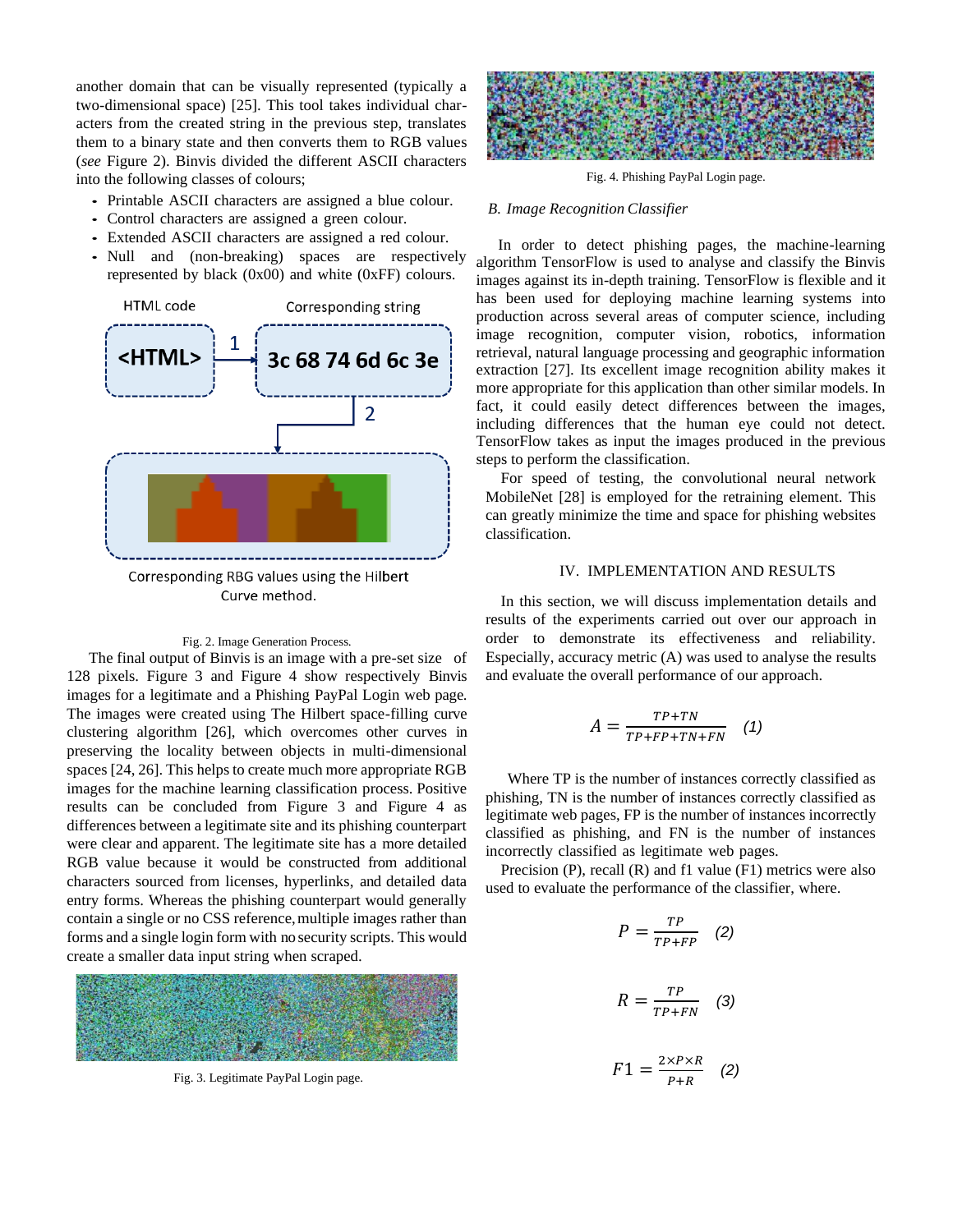another domain that can be visually represented (typically a two-dimensional space) [25]. This tool takes individual characters from the created string in the previous step, translates them to a binary state and then converts them to RGB values (*see* Figure 2). Binvis divided the different ASCII characters into the following classes of colours;

- Printable ASCII characters are assigned a blue colour.
- Control characters are assigned a green colour.
- Extended ASCII characters are assigned a red colour.
- Null and (non-breaking) spaces are respectively represented by black (0x00) and white (0xFF) colours.

HTML code

<HTML>

1

Corresponding string

3c 68 74 6d 6c 3e

2

Corresponding RBG values using the Hilbert Curve method.

Fig. 2. Image Generation Process.

The final output of Binvis is an image with a pre-set size of 128 pixels. Figure 3 and Figure 4 show respectively Binvis images for a legitimate and a Phishing PayPal Login web page. The images were created using The Hilbert space-filling curve clustering algorithm [26], which overcomes other curves in preserving the locality between objects in multi-dimensional spaces [24, 26]. This helps to create much more appropriate RGB images for the machine learning classification process. Positive results can be concluded from Figure 3 and Figure 4 as differences between a legitimate site and its phishing counterpart were clear and apparent. The legitimate site has a more detailed RGB value because it would be constructed from additional characters sourced from licenses, hyperlinks, and detailed data entry forms. Whereas the phishing counterpart would generally contain a single or no CSS reference, multiple images rather than forms and a single login form with no security scripts. This would create a smaller data input string when scraped.

Fig. 3. Legitimate PayPal Login page.

Fig. 4. Phishing PayPal Login page.

### B. Image Recognition Classifier

In order to detect phishing pages, the machine-learning algorithm TensorFlow is used to analyse and classify the Binvis images against its in-depth training. TensorFlow is flexible and it has been used for deploying machine learning systems into production across several areas of computer science, including image recognition, computer vision, robotics, information retrieval, natural language processing and geographic information extraction [27]. Its excellent image recognition ability makes it more appropriate for this application than other similar models. In fact, it could easily detect differences between the images, including differences that the human eye could not detect. TensorFlow takes as input the images produced in the previous steps to perform the classification.

For speed of testing, the convolutional neural network MobileNet [28] is employed for the retraining element. This can greatly minimize the time and space for phishing websites classification.

## IV. Implementation and Results

In this section, we will discuss implementation details and results of the experiments carried out over our approach in order to demonstrate its effectiveness and reliability. Especially, accuracy metric (A) was used to analyse the results and evaluate the overall performance of our approach.

$$A = \frac{TP+TN}{TP+FP+TN+FN} \quad (1)$$

Where TP is the number of instances correctly classified as phishing, TN is the number of instances correctly classified as legitimate web pages, FP is the number of instances incorrectly classified as phishing, and FN is the number of instances incorrectly classified as legitimate web pages.

Precision (P), recall (R) and f1 value (F1) metrics were also used to evaluate the performance of the classifier, where.

$$P = \frac{TP}{TP+FP} \quad (2)$$

$$R = \frac{TP}{TP+FN} \quad (3)$$

$$F1 = \frac{2 \times P \times R}{P+R} \quad (2)$$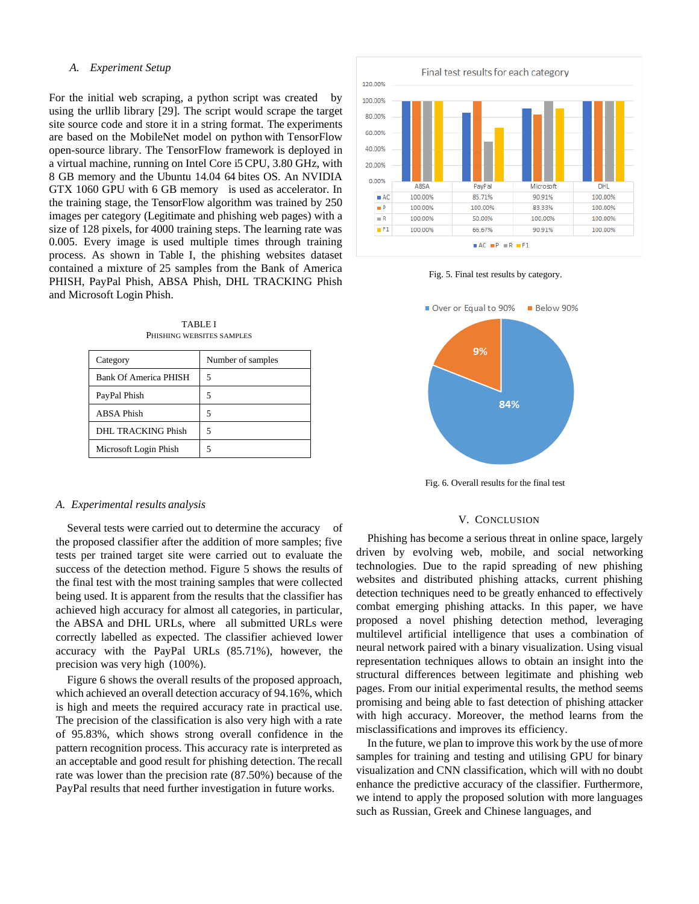### A. Experiment Setup

For the initial web scraping, a python script was created by using the urllib library [29]. The script would scrape the target site source code and store it in a string format. The experiments are based on the MobileNet model on python with TensorFlow open-source library. The TensorFlow framework is deployed in a virtual machine, running on Intel Core i5 CPU, 3.80 GHz, with 8 GB memory and the Ubuntu 14.04 64 bites OS. An NVIDIA GTX 1060 GPU with 6 GB memory is used as accelerator. In the training stage, the TensorFlow algorithm was trained by 250 images per category (Legitimate and phishing web pages) with a size of 128 pixels, for 4000 training steps. The learning rate was 0.005. Every image is used multiple times through training process. As shown in Table I, the phishing websites dataset contained a mixture of 25 samples from the Bank of America PHISH, PayPal Phish, ABSA Phish, DHL TRACKING Phish and Microsoft Login Phish.

TABLE I
PHISHING WEBSITES SAMPLES

| Category | Number of samples |
|---|---|
| Bank Of America PHISH | 5 |
| PayPal Phish | 5 |
| ABSA Phish | 5 |
| DHL TRACKING Phish | 5 |
| Microsoft Login Phish | 5 |

### A. Experimental results analysis

Several tests were carried out to determine the accuracy of the proposed classifier after the addition of more samples; five tests per trained target site were carried out to evaluate the success of the detection method. Figure 5 shows the results of the final test with the most training samples that were collected being used. It is apparent from the results that the classifier has achieved high accuracy for almost all categories, in particular, the ABSA and DHL URLs, where all submitted URLs were correctly labelled as expected. The classifier achieved lower accuracy with the PayPal URLs (85.71%), however, the precision was very high (100%).

Figure 6 shows the overall results of the proposed approach, which achieved an overall detection accuracy of 94.16%, which is high and meets the required accuracy rate in practical use. The precision of the classification is also very high with a rate of 95.83%, which shows strong overall confidence in the pattern recognition process. This accuracy rate is interpreted as an acceptable and good result for phishing detection. The recall rate was lower than the precision rate (87.50%) because of the PayPal results that need further investigation in future works.

Final test results for each category

120.00%
100.00%
80.00%
60.00%
40.00%
20.00%
0.00%

ABSA PayPal Microsoft DHL

AC 100.00% 85.71% 90.91% 100.00%
P 100.00% 100.00% 83.33% 100.00%
R 100.00% 50.00% 100.00% 100.00%
F1 100.00% 66.67% 90.91% 100.00%

AC P R F1

Fig. 5. Final test results by category.

Over or Equal to 90% Below 90%

9%
84%

Fig. 6. Overall results for the final test

## V. CONCLUSION

Phishing has become a serious threat in online space, largely driven by evolving web, mobile, and social networking technologies. Due to the rapid spreading of new phishing websites and distributed phishing attacks, current phishing detection techniques need to be greatly enhanced to effectively combat emerging phishing attacks. In this paper, we have proposed a novel phishing detection method, leveraging multilevel artificial intelligence that uses a combination of neural network paired with a binary visualization. Using visual representation techniques allows to obtain an insight into the structural differences between legitimate and phishing web pages. From our initial experimental results, the method seems promising and being able to fast detection of phishing attacker with high accuracy. Moreover, the method learns from the misclassifications and improves its efficiency.

In the future, we plan to improve this work by the use of more samples for training and testing and utilising GPU for binary visualization and CNN classification, which will with no doubt enhance the predictive accuracy of the classifier. Furthermore, we intend to apply the proposed solution with more languages such as Russian, Greek and Chinese languages, and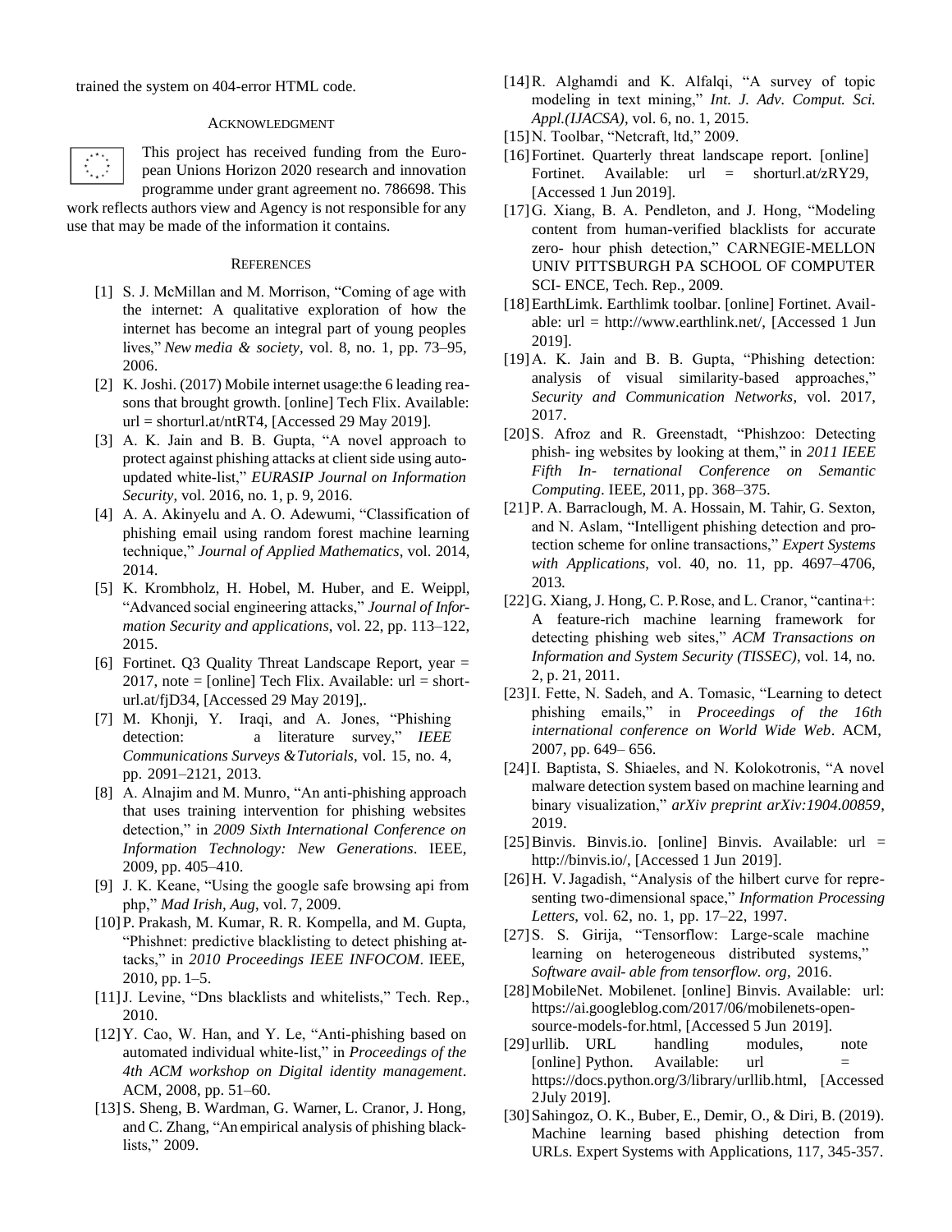trained the system on 404-error HTML code.

## Acknowledgment

This project has received funding from the European Unions Horizon 2020 research and innovation programme under grant agreement no. 786698. This work reflects authors view and Agency is not responsible for any use that may be made of the information it contains.

## References

[1] S. J. McMillan and M. Morrison, "Coming of age with the internet: A qualitative exploration of how the internet has become an integral part of young peoples lives," *New media & society*, vol. 8, no. 1, pp. 73–95, 2006.

[2] K. Joshi. (2017) Mobile internet usage:the 6 leading reasons that brought growth. [online] Tech Flix. Available: url = shorturl.at/ntRT4, [Accessed 29 May 2019].

[3] A. K. Jain and B. B. Gupta, "A novel approach to protect against phishing attacks at client side using auto-updated white-list," *EURASIP Journal on Information Security*, vol. 2016, no. 1, p. 9, 2016.

[4] A. A. Akinyelu and A. O. Adewumi, "Classification of phishing email using random forest machine learning technique," *Journal of Applied Mathematics*, vol. 2014, 2014.

[5] K. Krombholz, H. Hobel, M. Huber, and E. Weippl, "Advanced social engineering attacks," *Journal of Information Security and applications*, vol. 22, pp. 113–122, 2015.

[6] Fortinet. Q3 Quality Threat Landscape Report, year = 2017, note = [online] Tech Flix. Available: url = shorturl.at/fjD34, [Accessed 29 May 2019],.

[7] M. Khonji, Y. Iraqi, and A. Jones, "Phishing detection: a literature survey," *IEEE Communications Surveys & Tutorials*, vol. 15, no. 4, pp. 2091–2121, 2013.

[8] A. Alnajim and M. Munro, "An anti-phishing approach that uses training intervention for phishing websites detection," in *2009 Sixth International Conference on Information Technology: New Generations*. IEEE, 2009, pp. 405–410.

[9] J. K. Keane, "Using the google safe browsing api from php," *Mad Irish, Aug*, vol. 7, 2009.

[10] P. Prakash, M. Kumar, R. R. Kompella, and M. Gupta, "Phishnet: predictive blacklisting to detect phishing attacks," in *2010 Proceedings IEEE INFOCOM*. IEEE, 2010, pp. 1–5.

[11] J. Levine, "Dns blacklists and whitelists," Tech. Rep., 2010.

[12] Y. Cao, W. Han, and Y. Le, "Anti-phishing based on automated individual white-list," in *Proceedings of the 4th ACM workshop on Digital identity management*. ACM, 2008, pp. 51–60.

[13] S. Sheng, B. Wardman, G. Warner, L. Cranor, J. Hong, and C. Zhang, "An empirical analysis of phishing blacklists," 2009.

[14] R. Alghamdi and K. Alfalqi, "A survey of topic modeling in text mining," *Int. J. Adv. Comput. Sci. Appl.(IJACSA)*, vol. 6, no. 1, 2015.

[15] N. Toolbar, "Netcraft, ltd," 2009.

[16] Fortinet. Quarterly threat landscape report. [online] Fortinet. Available: url = shorturl.at/zRY29, [Accessed 1 Jun 2019].

[17] G. Xiang, B. A. Pendleton, and J. Hong, "Modeling content from human-verified blacklists for accurate zero- hour phish detection," CARNEGIE-MELLON UNIV PITTSBURGH PA SCHOOL OF COMPUTER SCI- ENCE, Tech. Rep., 2009.

[18] EarthLimk. Earthlimk toolbar. [online] Fortinet. Available: url = http://www.earthlink.net/, [Accessed 1 Jun 2019].

[19] A. K. Jain and B. B. Gupta, "Phishing detection: analysis of visual similarity-based approaches," *Security and Communication Networks*, vol. 2017, 2017.

[20] S. Afroz and R. Greenstadt, "Phishzoo: Detecting phish- ing websites by looking at them," in *2011 IEEE Fifth In- ternational Conference on Semantic Computing*. IEEE, 2011, pp. 368–375.

[21] P. A. Barraclough, M. A. Hossain, M. Tahir, G. Sexton, and N. Aslam, "Intelligent phishing detection and protection scheme for online transactions," *Expert Systems with Applications*, vol. 40, no. 11, pp. 4697–4706, 2013.

[22] G. Xiang, J. Hong, C. P. Rose, and L. Cranor, "cantina+: A feature-rich machine learning framework for detecting phishing web sites," *ACM Transactions on Information and System Security (TISSEC)*, vol. 14, no. 2, p. 21, 2011.

[23] I. Fette, N. Sadeh, and A. Tomasic, "Learning to detect phishing emails," in *Proceedings of the 16th international conference on World Wide Web*. ACM, 2007, pp. 649– 656.

[24] I. Baptista, S. Shiaeles, and N. Kolokotronis, "A novel malware detection system based on machine learning and binary visualization," *arXiv preprint arXiv:1904.00859*, 2019.

[25] Binvis. Binvis.io. [online] Binvis. Available: url = http://binvis.io/, [Accessed 1 Jun 2019].

[26] H. V. Jagadish, "Analysis of the hilbert curve for representing two-dimensional space," *Information Processing Letters*, vol. 62, no. 1, pp. 17–22, 1997.

[27] S. S. Girija, "Tensorflow: Large-scale machine learning on heterogeneous distributed systems," *Software avail- able from tensorflow. org*, 2016.

[28] MobileNet. Mobilenet. [online] Binvis. Available: url: https://ai.googleblog.com/2017/06/mobilenets-open-source-models-for.html, [Accessed 5 Jun 2019].

[29] urllib. URL handling modules, note [online] Python. Available: url = https://docs.python.org/3/library/urllib.html, [Accessed 2 July 2019].

[30] Sahingoz, O. K., Buber, E., Demir, O., & Diri, B. (2019). Machine learning based phishing detection from URLs. Expert Systems with Applications, 117, 345-357.